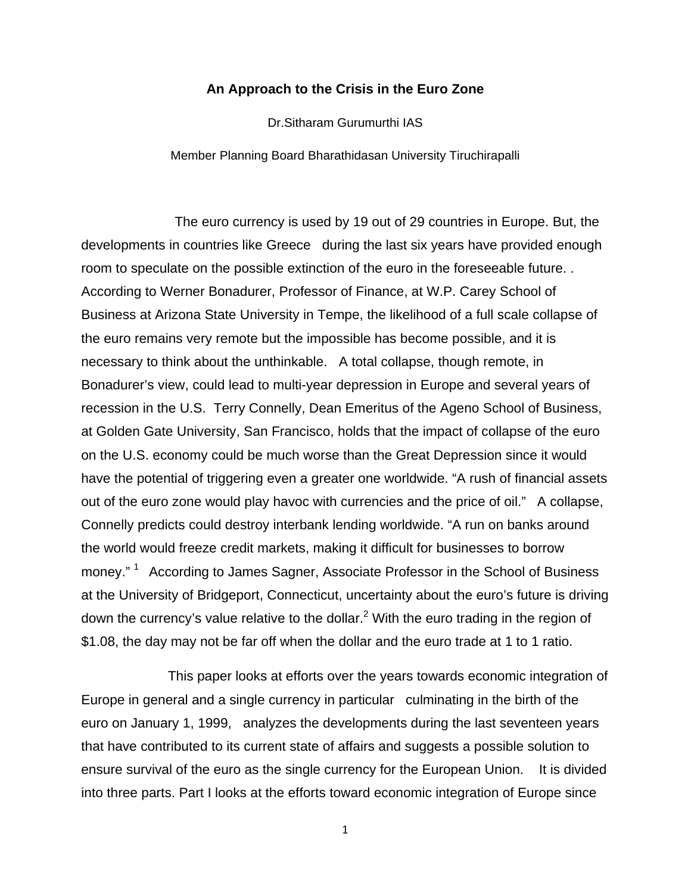# An Approach to the Crisis in the Euro Zone

Dr.Sitharam Gurumurthi IAS

Member Planning Board Bharathidasan University Tiruchirapalli

The euro currency is used by 19 out of 29 countries in Europe. But, the developments in countries like Greece during the last six years have provided enough room to speculate on the possible extinction of the euro in the foreseeable future. . According to Werner Bonadurer, Professor of Finance, at W.P. Carey School of Business at Arizona State University in Tempe, the likelihood of a full scale collapse of the euro remains very remote but the impossible has become possible, and it is necessary to think about the unthinkable. A total collapse, though remote, in Bonadurer's view, could lead to multi-year depression in Europe and several years of recession in the U.S. Terry Connelly, Dean Emeritus of the Ageno School of Business, at Golden Gate University, San Francisco, holds that the impact of collapse of the euro on the U.S. economy could be much worse than the Great Depression since it would have the potential of triggering even a greater one worldwide. "A rush of financial assets out of the euro zone would play havoc with currencies and the price of oil." A collapse, Connelly predicts could destroy interbank lending worldwide. "A run on banks around the world would freeze credit markets, making it difficult for businesses to borrow money." [1] According to James Sagner, Associate Professor in the School of Business at the University of Bridgeport, Connecticut, uncertainty about the euro's future is driving down the currency's value relative to the dollar.[2] With the euro trading in the region of $1.08, the day may not be far off when the dollar and the euro trade at 1 to 1 ratio.

This paper looks at efforts over the years towards economic integration of Europe in general and a single currency in particular culminating in the birth of the euro on January 1, 1999, analyzes the developments during the last seventeen years that have contributed to its current state of affairs and suggests a possible solution to ensure survival of the euro as the single currency for the European Union. It is divided into three parts. Part I looks at the efforts toward economic integration of Europe since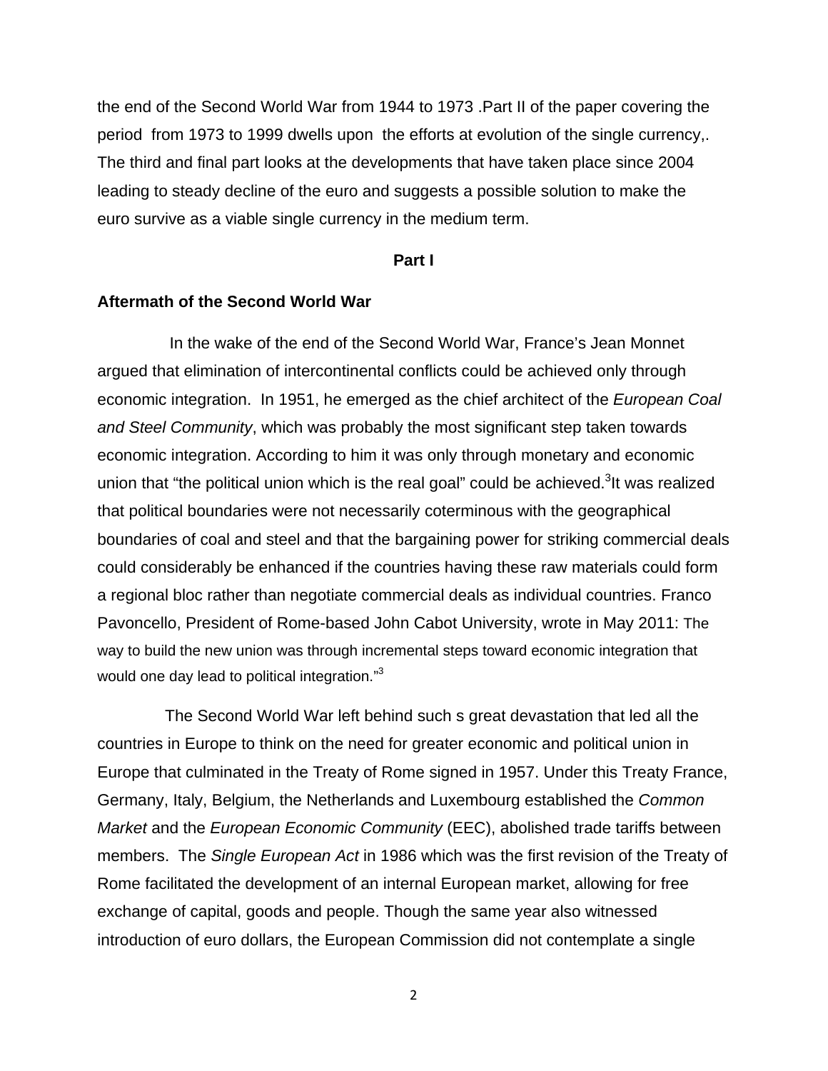the end of the Second World War from 1944 to 1973 .Part II of the paper covering the period from 1973 to 1999 dwells upon the efforts at evolution of the single currency,. The third and final part looks at the developments that have taken place since 2004 leading to steady decline of the euro and suggests a possible solution to make the euro survive as a viable single currency in the medium term.

## Part I

### Aftermath of the Second World War

In the wake of the end of the Second World War, France's Jean Monnet argued that elimination of intercontinental conflicts could be achieved only through economic integration. In 1951, he emerged as the chief architect of the *European Coal and Steel Community*, which was probably the most significant step taken towards economic integration. According to him it was only through monetary and economic union that "the political union which is the real goal" could be achieved.[3]It was realized that political boundaries were not necessarily coterminous with the geographical boundaries of coal and steel and that the bargaining power for striking commercial deals could considerably be enhanced if the countries having these raw materials could form a regional bloc rather than negotiate commercial deals as individual countries. Franco Pavoncello, President of Rome-based John Cabot University, wrote in May 2011: The way to build the new union was through incremental steps toward economic integration that would one day lead to political integration."[3]

The Second World War left behind such s great devastation that led all the countries in Europe to think on the need for greater economic and political union in Europe that culminated in the Treaty of Rome signed in 1957. Under this Treaty France, Germany, Italy, Belgium, the Netherlands and Luxembourg established the *Common Market* and the *European Economic Community* (EEC), abolished trade tariffs between members. The *Single European Act* in 1986 which was the first revision of the Treaty of Rome facilitated the development of an internal European market, allowing for free exchange of capital, goods and people. Though the same year also witnessed introduction of euro dollars, the European Commission did not contemplate a single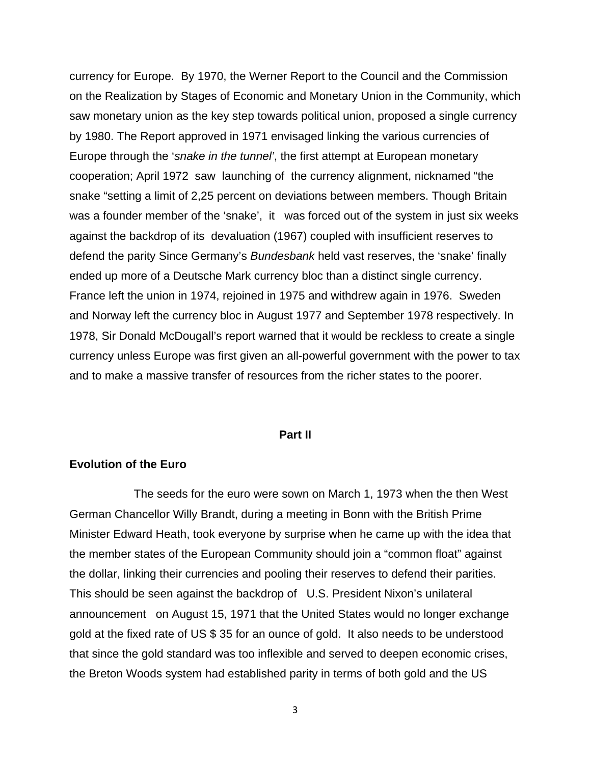currency for Europe. By 1970, the Werner Report to the Council and the Commission on the Realization by Stages of Economic and Monetary Union in the Community, which saw monetary union as the key step towards political union, proposed a single currency by 1980. The Report approved in 1971 envisaged linking the various currencies of Europe through the '*snake in the tunnel'*, the first attempt at European monetary cooperation; April 1972 saw launching of the currency alignment, nicknamed "the snake "setting a limit of 2,25 percent on deviations between members. Though Britain was a founder member of the 'snake', it was forced out of the system in just six weeks against the backdrop of its devaluation (1967) coupled with insufficient reserves to defend the parity Since Germany's *Bundesbank* held vast reserves, the 'snake' finally ended up more of a Deutsche Mark currency bloc than a distinct single currency. France left the union in 1974, rejoined in 1975 and withdrew again in 1976. Sweden and Norway left the currency bloc in August 1977 and September 1978 respectively. In 1978, Sir Donald McDougall's report warned that it would be reckless to create a single currency unless Europe was first given an all-powerful government with the power to tax and to make a massive transfer of resources from the richer states to the poorer.

## Part II

### Evolution of the Euro

The seeds for the euro were sown on March 1, 1973 when the then West German Chancellor Willy Brandt, during a meeting in Bonn with the British Prime Minister Edward Heath, took everyone by surprise when he came up with the idea that the member states of the European Community should join a "common float" against the dollar, linking their currencies and pooling their reserves to defend their parities. This should be seen against the backdrop of U.S. President Nixon's unilateral announcement on August 15, 1971 that the United States would no longer exchange gold at the fixed rate of US $ 35 for an ounce of gold. It also needs to be understood that since the gold standard was too inflexible and served to deepen economic crises, the Breton Woods system had established parity in terms of both gold and the US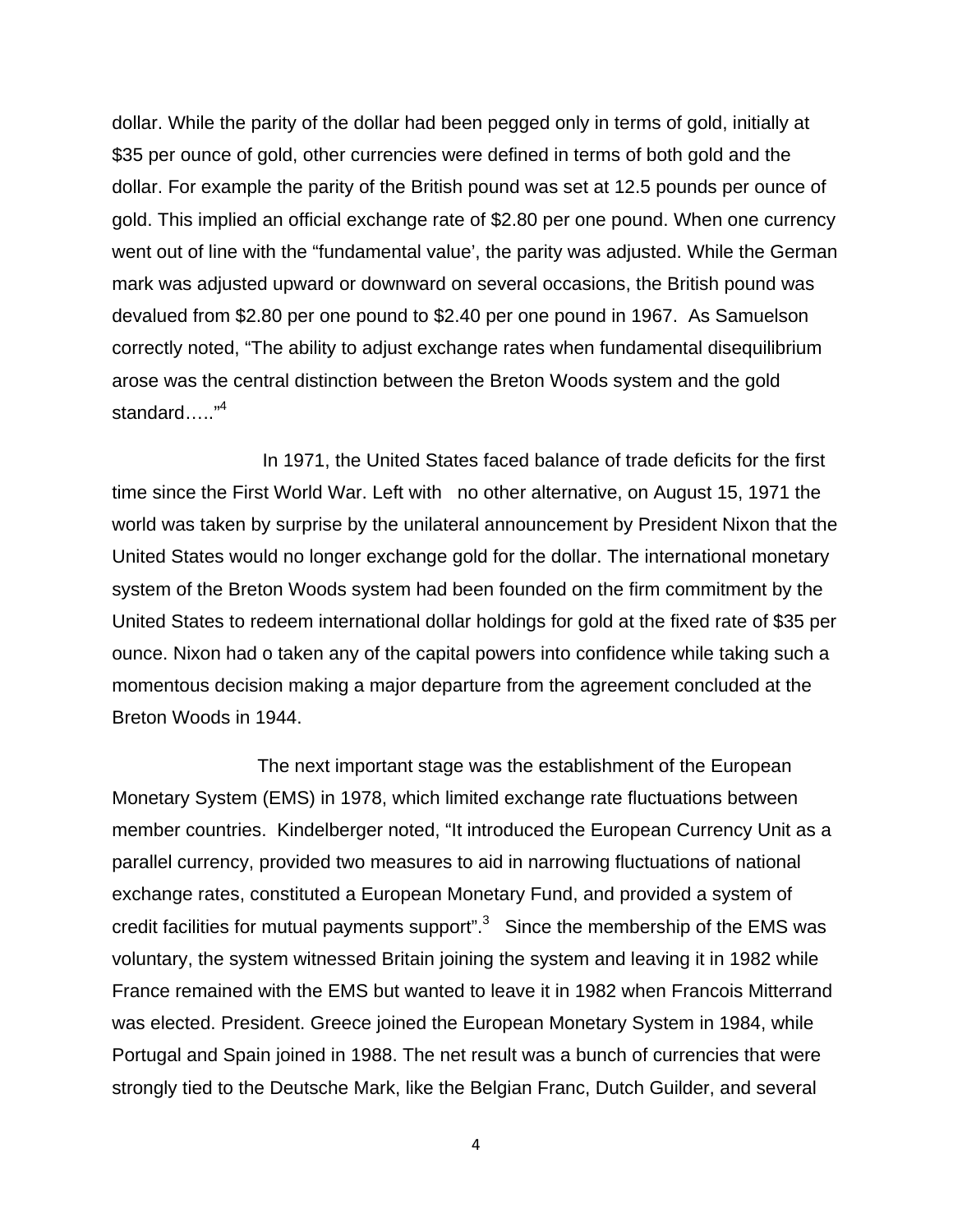dollar. While the parity of the dollar had been pegged only in terms of gold, initially at $35 per ounce of gold, other currencies were defined in terms of both gold and the dollar. For example the parity of the British pound was set at 12.5 pounds per ounce of gold. This implied an official exchange rate of $2.80 per one pound. When one currency went out of line with the "fundamental value', the parity was adjusted. While the German mark was adjusted upward or downward on several occasions, the British pound was devalued from $2.80 per one pound to $2.40 per one pound in 1967. As Samuelson correctly noted, "The ability to adjust exchange rates when fundamental disequilibrium arose was the central distinction between the Breton Woods system and the gold standard….."[4]

In 1971, the United States faced balance of trade deficits for the first time since the First World War. Left with no other alternative, on August 15, 1971 the world was taken by surprise by the unilateral announcement by President Nixon that the United States would no longer exchange gold for the dollar. The international monetary system of the Breton Woods system had been founded on the firm commitment by the United States to redeem international dollar holdings for gold at the fixed rate of $35 per ounce. Nixon had o taken any of the capital powers into confidence while taking such a momentous decision making a major departure from the agreement concluded at the Breton Woods in 1944.

The next important stage was the establishment of the European Monetary System (EMS) in 1978, which limited exchange rate fluctuations between member countries. Kindelberger noted, "It introduced the European Currency Unit as a parallel currency, provided two measures to aid in narrowing fluctuations of national exchange rates, constituted a European Monetary Fund, and provided a system of credit facilities for mutual payments support".[3] Since the membership of the EMS was voluntary, the system witnessed Britain joining the system and leaving it in 1982 while France remained with the EMS but wanted to leave it in 1982 when Francois Mitterrand was elected. President. Greece joined the European Monetary System in 1984, while Portugal and Spain joined in 1988. The net result was a bunch of currencies that were strongly tied to the Deutsche Mark, like the Belgian Franc, Dutch Guilder, and several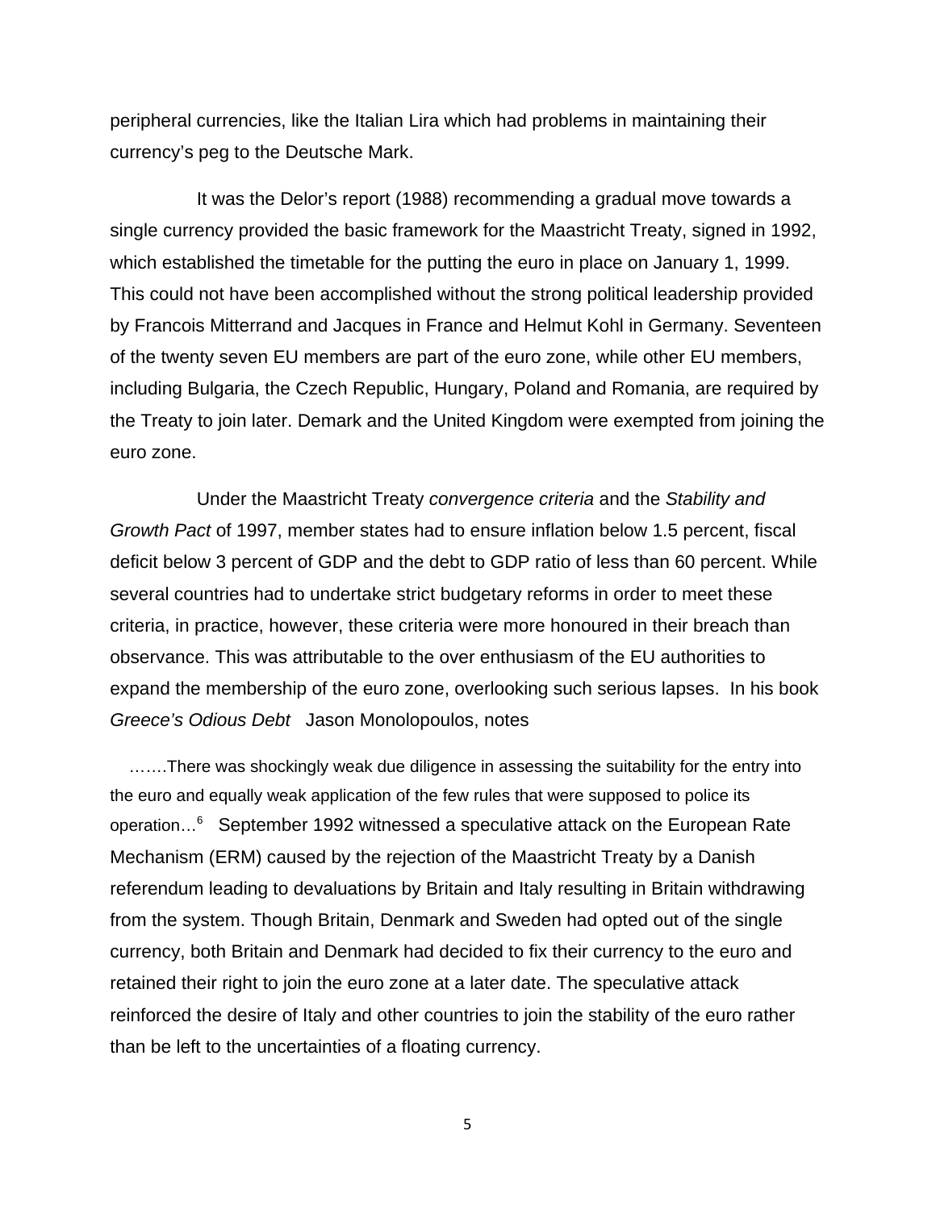peripheral currencies, like the Italian Lira which had problems in maintaining their currency's peg to the Deutsche Mark.

It was the Delor's report (1988) recommending a gradual move towards a single currency provided the basic framework for the Maastricht Treaty, signed in 1992, which established the timetable for the putting the euro in place on January 1, 1999. This could not have been accomplished without the strong political leadership provided by Francois Mitterrand and Jacques in France and Helmut Kohl in Germany. Seventeen of the twenty seven EU members are part of the euro zone, while other EU members, including Bulgaria, the Czech Republic, Hungary, Poland and Romania, are required by the Treaty to join later. Demark and the United Kingdom were exempted from joining the euro zone.

Under the Maastricht Treaty *convergence criteria* and the *Stability and Growth Pact* of 1997, member states had to ensure inflation below 1.5 percent, fiscal deficit below 3 percent of GDP and the debt to GDP ratio of less than 60 percent. While several countries had to undertake strict budgetary reforms in order to meet these criteria, in practice, however, these criteria were more honoured in their breach than observance. This was attributable to the over enthusiasm of the EU authorities to expand the membership of the euro zone, overlooking such serious lapses. In his book *Greece's Odious Debt* Jason Monolopoulos, notes

> …….There was shockingly weak due diligence in assessing the suitability for the entry into the euro and equally weak application of the few rules that were supposed to police its operation…[6]

September 1992 witnessed a speculative attack on the European Rate Mechanism (ERM) caused by the rejection of the Maastricht Treaty by a Danish referendum leading to devaluations by Britain and Italy resulting in Britain withdrawing from the system. Though Britain, Denmark and Sweden had opted out of the single currency, both Britain and Denmark had decided to fix their currency to the euro and retained their right to join the euro zone at a later date. The speculative attack reinforced the desire of Italy and other countries to join the stability of the euro rather than be left to the uncertainties of a floating currency.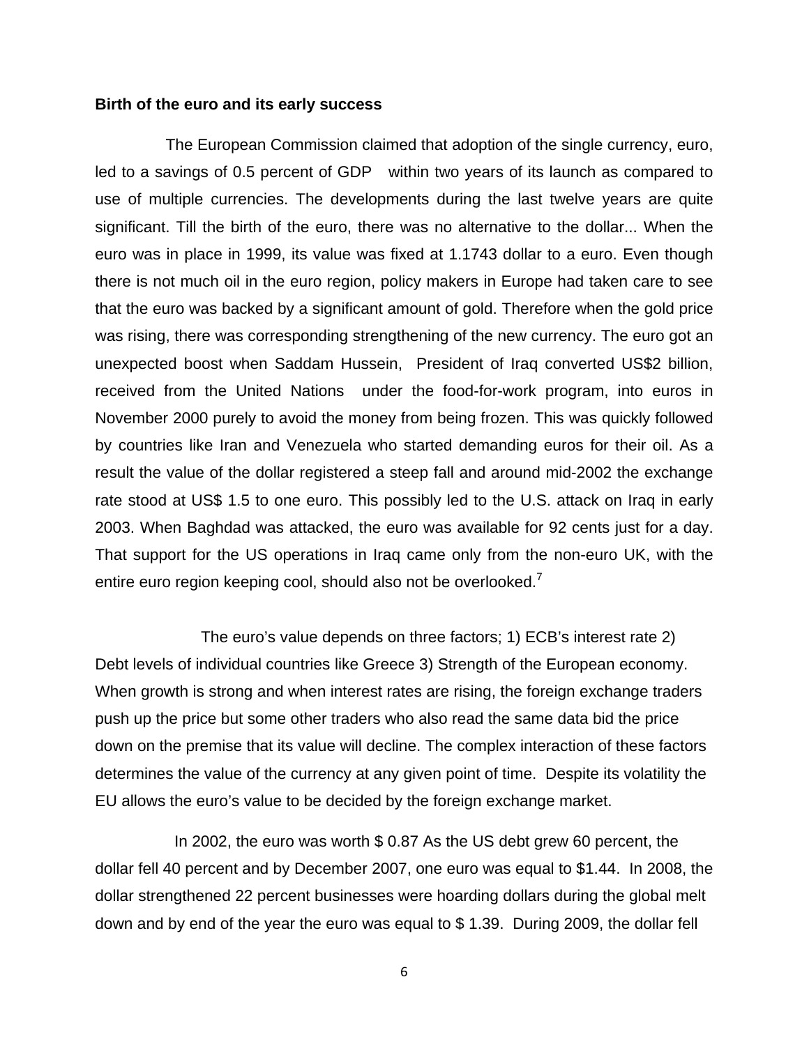**Birth of the euro and its early success**

The European Commission claimed that adoption of the single currency, euro, led to a savings of 0.5 percent of GDP within two years of its launch as compared to use of multiple currencies. The developments during the last twelve years are quite significant. Till the birth of the euro, there was no alternative to the dollar... When the euro was in place in 1999, its value was fixed at 1.1743 dollar to a euro. Even though there is not much oil in the euro region, policy makers in Europe had taken care to see that the euro was backed by a significant amount of gold. Therefore when the gold price was rising, there was corresponding strengthening of the new currency. The euro got an unexpected boost when Saddam Hussein, President of Iraq converted US$2 billion, received from the United Nations under the food-for-work program, into euros in November 2000 purely to avoid the money from being frozen. This was quickly followed by countries like Iran and Venezuela who started demanding euros for their oil. As a result the value of the dollar registered a steep fall and around mid-2002 the exchange rate stood at US$ 1.5 to one euro. This possibly led to the U.S. attack on Iraq in early 2003. When Baghdad was attacked, the euro was available for 92 cents just for a day. That support for the US operations in Iraq came only from the non-euro UK, with the entire euro region keeping cool, should also not be overlooked.[7]

The euro's value depends on three factors; 1) ECB's interest rate 2) Debt levels of individual countries like Greece 3) Strength of the European economy. When growth is strong and when interest rates are rising, the foreign exchange traders push up the price but some other traders who also read the same data bid the price down on the premise that its value will decline. The complex interaction of these factors determines the value of the currency at any given point of time. Despite its volatility the EU allows the euro's value to be decided by the foreign exchange market.

In 2002, the euro was worth $ 0.87 As the US debt grew 60 percent, the dollar fell 40 percent and by December 2007, one euro was equal to $1.44. In 2008, the dollar strengthened 22 percent businesses were hoarding dollars during the global melt down and by end of the year the euro was equal to $ 1.39. During 2009, the dollar fell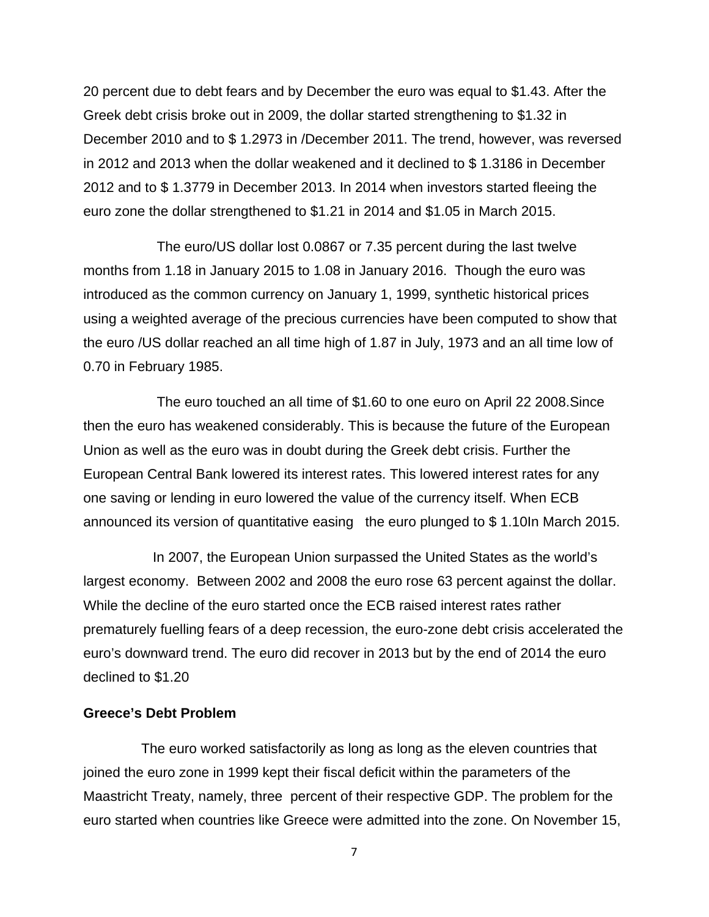20 percent due to debt fears and by December the euro was equal to $1.43. After the Greek debt crisis broke out in 2009, the dollar started strengthening to $1.32 in December 2010 and to $ 1.2973 in /December 2011. The trend, however, was reversed in 2012 and 2013 when the dollar weakened and it declined to $ 1.3186 in December 2012 and to $ 1.3779 in December 2013. In 2014 when investors started fleeing the euro zone the dollar strengthened to $1.21 in 2014 and $1.05 in March 2015.

The euro/US dollar lost 0.0867 or 7.35 percent during the last twelve months from 1.18 in January 2015 to 1.08 in January 2016. Though the euro was introduced as the common currency on January 1, 1999, synthetic historical prices using a weighted average of the precious currencies have been computed to show that the euro /US dollar reached an all time high of 1.87 in July, 1973 and an all time low of 0.70 in February 1985.

The euro touched an all time of $1.60 to one euro on April 22 2008.Since then the euro has weakened considerably. This is because the future of the European Union as well as the euro was in doubt during the Greek debt crisis. Further the European Central Bank lowered its interest rates. This lowered interest rates for any one saving or lending in euro lowered the value of the currency itself. When ECB announced its version of quantitative easing the euro plunged to $ 1.10In March 2015.

In 2007, the European Union surpassed the United States as the world's largest economy. Between 2002 and 2008 the euro rose 63 percent against the dollar. While the decline of the euro started once the ECB raised interest rates rather prematurely fuelling fears of a deep recession, the euro-zone debt crisis accelerated the euro's downward trend. The euro did recover in 2013 but by the end of 2014 the euro declined to $1.20

**Greece's Debt Problem**

The euro worked satisfactorily as long as long as the eleven countries that joined the euro zone in 1999 kept their fiscal deficit within the parameters of the Maastricht Treaty, namely, three percent of their respective GDP. The problem for the euro started when countries like Greece were admitted into the zone. On November 15,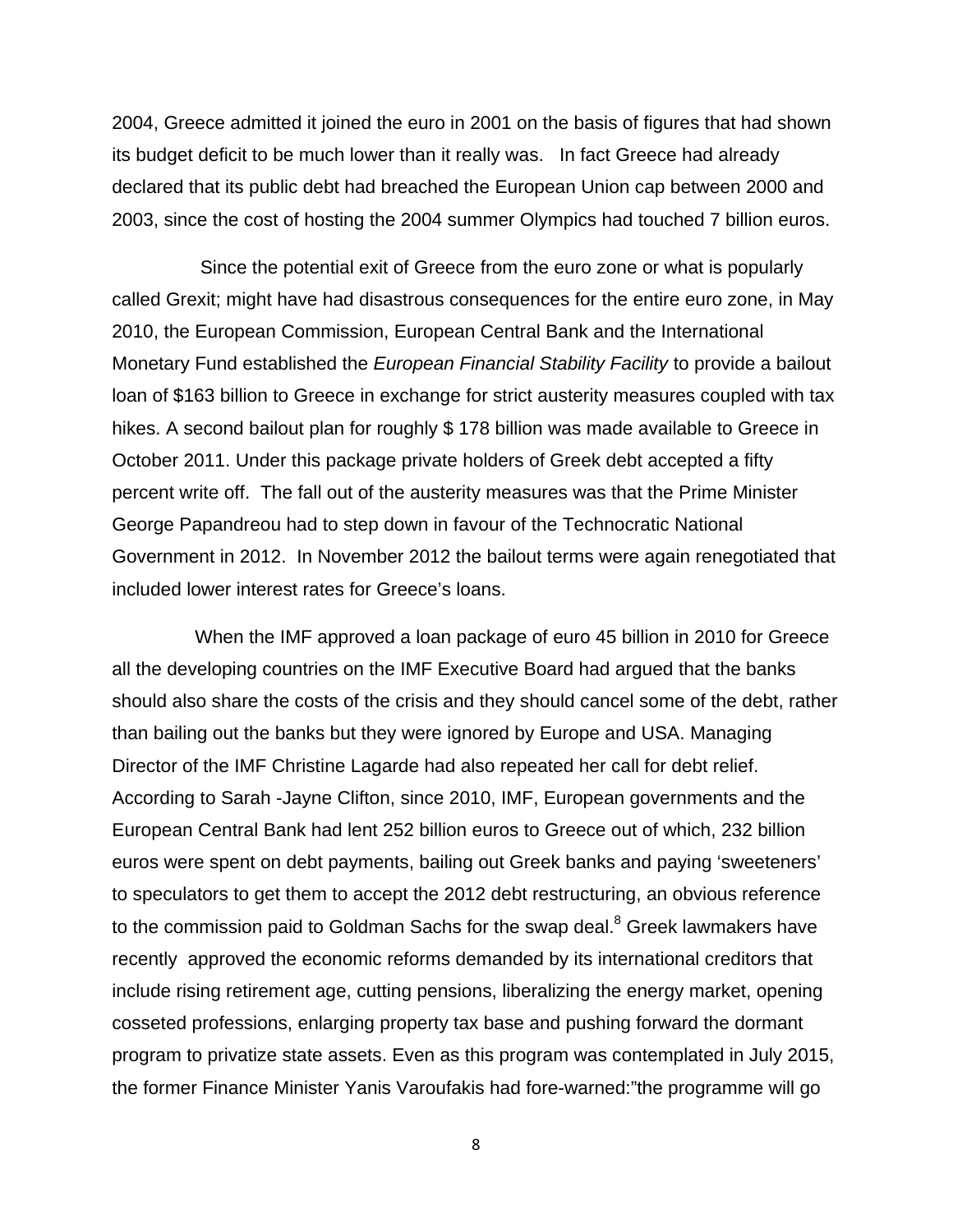2004, Greece admitted it joined the euro in 2001 on the basis of figures that had shown its budget deficit to be much lower than it really was. In fact Greece had already declared that its public debt had breached the European Union cap between 2000 and 2003, since the cost of hosting the 2004 summer Olympics had touched 7 billion euros.

Since the potential exit of Greece from the euro zone or what is popularly called Grexit; might have had disastrous consequences for the entire euro zone, in May 2010, the European Commission, European Central Bank and the International Monetary Fund established the *European Financial Stability Facility* to provide a bailout loan of $163 billion to Greece in exchange for strict austerity measures coupled with tax hikes. A second bailout plan for roughly $ 178 billion was made available to Greece in October 2011. Under this package private holders of Greek debt accepted a fifty percent write off. The fall out of the austerity measures was that the Prime Minister George Papandreou had to step down in favour of the Technocratic National Government in 2012. In November 2012 the bailout terms were again renegotiated that included lower interest rates for Greece's loans.

When the IMF approved a loan package of euro 45 billion in 2010 for Greece all the developing countries on the IMF Executive Board had argued that the banks should also share the costs of the crisis and they should cancel some of the debt, rather than bailing out the banks but they were ignored by Europe and USA. Managing Director of the IMF Christine Lagarde had also repeated her call for debt relief. According to Sarah -Jayne Clifton, since 2010, IMF, European governments and the European Central Bank had lent 252 billion euros to Greece out of which, 232 billion euros were spent on debt payments, bailing out Greek banks and paying 'sweeteners' to speculators to get them to accept the 2012 debt restructuring, an obvious reference to the commission paid to Goldman Sachs for the swap deal.[8] Greek lawmakers have recently approved the economic reforms demanded by its international creditors that include rising retirement age, cutting pensions, liberalizing the energy market, opening cosseted professions, enlarging property tax base and pushing forward the dormant program to privatize state assets. Even as this program was contemplated in July 2015, the former Finance Minister Yanis Varoufakis had fore-warned:"the programme will go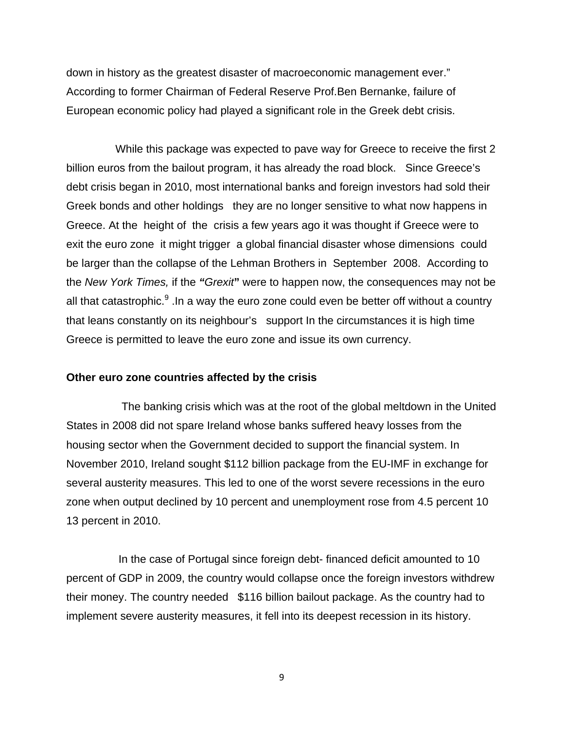down in history as the greatest disaster of macroeconomic management ever." According to former Chairman of Federal Reserve Prof.Ben Bernanke, failure of European economic policy had played a significant role in the Greek debt crisis.

While this package was expected to pave way for Greece to receive the first 2 billion euros from the bailout program, it has already the road block. Since Greece's debt crisis began in 2010, most international banks and foreign investors had sold their Greek bonds and other holdings they are no longer sensitive to what now happens in Greece. At the height of the crisis a few years ago it was thought if Greece were to exit the euro zone it might trigger a global financial disaster whose dimensions could be larger than the collapse of the Lehman Brothers in September 2008. According to the *New York Times,* if the ***"Grexit"*** were to happen now, the consequences may not be all that catastrophic.[9] .In a way the euro zone could even be better off without a country that leans constantly on its neighbour's support In the circumstances it is high time Greece is permitted to leave the euro zone and issue its own currency.

**Other euro zone countries affected by the crisis**

The banking crisis which was at the root of the global meltdown in the United States in 2008 did not spare Ireland whose banks suffered heavy losses from the housing sector when the Government decided to support the financial system. In November 2010, Ireland sought $112 billion package from the EU-IMF in exchange for several austerity measures. This led to one of the worst severe recessions in the euro zone when output declined by 10 percent and unemployment rose from 4.5 percent 10 13 percent in 2010.

In the case of Portugal since foreign debt- financed deficit amounted to 10 percent of GDP in 2009, the country would collapse once the foreign investors withdrew their money. The country needed $116 billion bailout package. As the country had to implement severe austerity measures, it fell into its deepest recession in its history.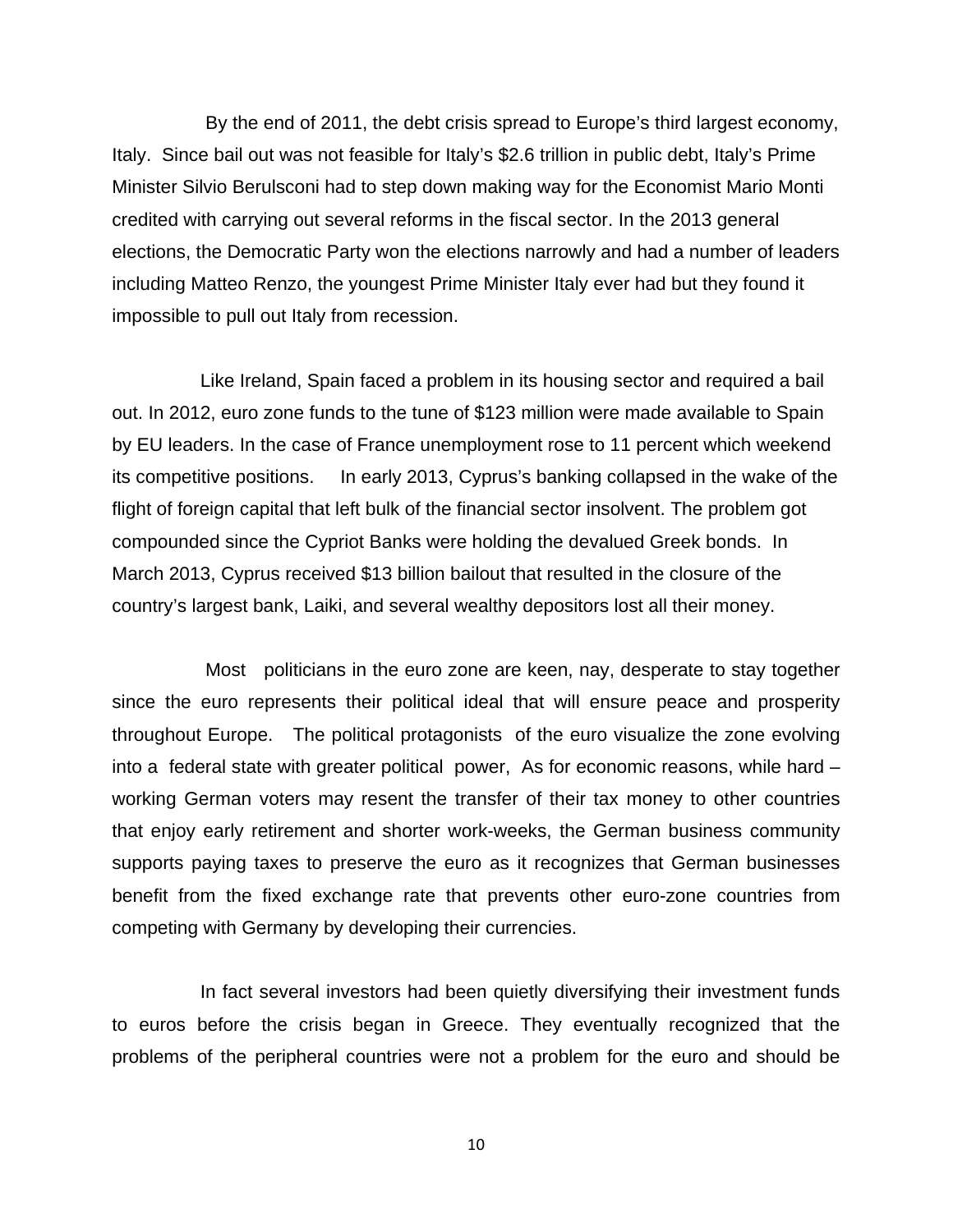By the end of 2011, the debt crisis spread to Europe's third largest economy, Italy. Since bail out was not feasible for Italy's $2.6 trillion in public debt, Italy's Prime Minister Silvio Berulsconi had to step down making way for the Economist Mario Monti credited with carrying out several reforms in the fiscal sector. In the 2013 general elections, the Democratic Party won the elections narrowly and had a number of leaders including Matteo Renzo, the youngest Prime Minister Italy ever had but they found it impossible to pull out Italy from recession.

Like Ireland, Spain faced a problem in its housing sector and required a bail out. In 2012, euro zone funds to the tune of $123 million were made available to Spain by EU leaders. In the case of France unemployment rose to 11 percent which weekend its competitive positions. In early 2013, Cyprus's banking collapsed in the wake of the flight of foreign capital that left bulk of the financial sector insolvent. The problem got compounded since the Cypriot Banks were holding the devalued Greek bonds. In March 2013, Cyprus received $13 billion bailout that resulted in the closure of the country's largest bank, Laiki, and several wealthy depositors lost all their money.

Most politicians in the euro zone are keen, nay, desperate to stay together since the euro represents their political ideal that will ensure peace and prosperity throughout Europe. The political protagonists of the euro visualize the zone evolving into a federal state with greater political power, As for economic reasons, while hard – working German voters may resent the transfer of their tax money to other countries that enjoy early retirement and shorter work-weeks, the German business community supports paying taxes to preserve the euro as it recognizes that German businesses benefit from the fixed exchange rate that prevents other euro-zone countries from competing with Germany by developing their currencies.

In fact several investors had been quietly diversifying their investment funds to euros before the crisis began in Greece. They eventually recognized that the problems of the peripheral countries were not a problem for the euro and should be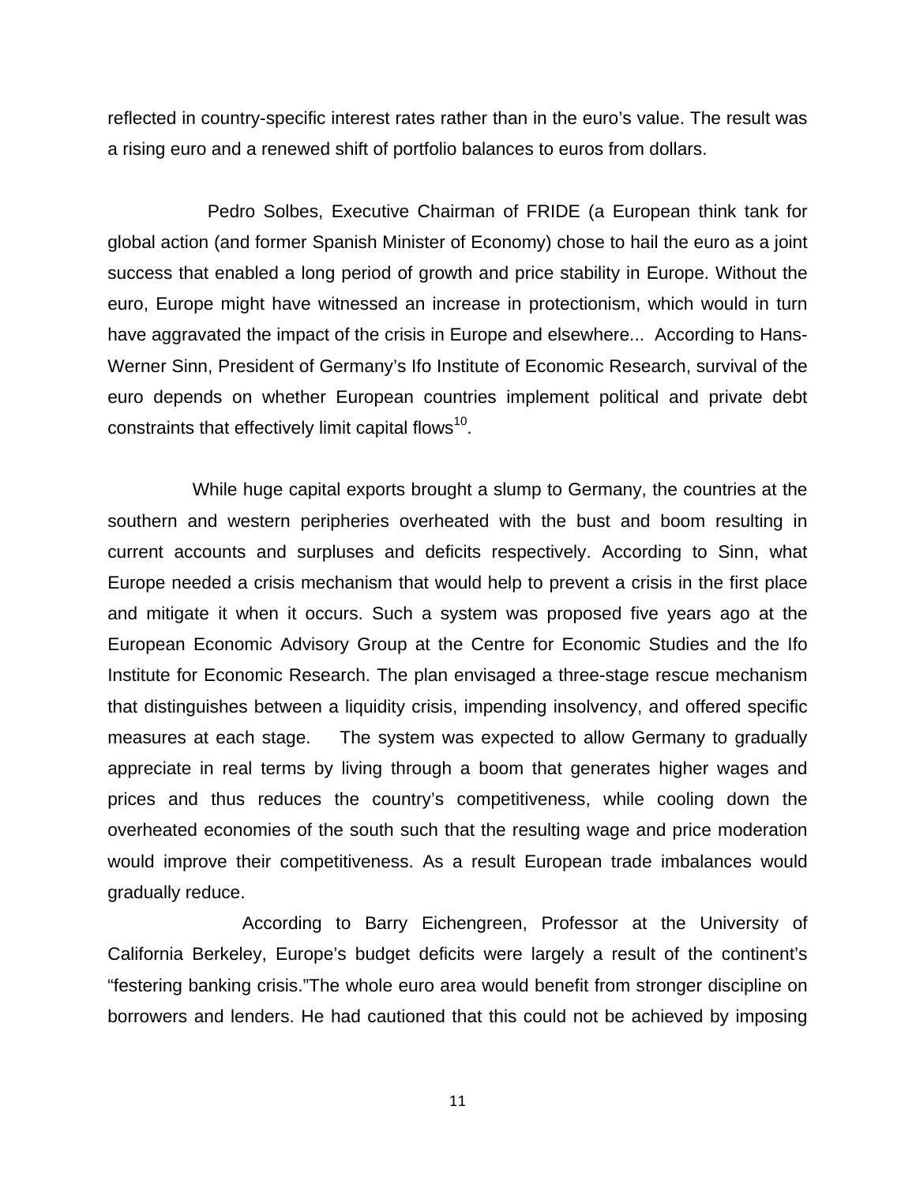reflected in country-specific interest rates rather than in the euro's value. The result was a rising euro and a renewed shift of portfolio balances to euros from dollars.

Pedro Solbes, Executive Chairman of FRIDE (a European think tank for global action (and former Spanish Minister of Economy) chose to hail the euro as a joint success that enabled a long period of growth and price stability in Europe. Without the euro, Europe might have witnessed an increase in protectionism, which would in turn have aggravated the impact of the crisis in Europe and elsewhere... According to Hans-Werner Sinn, President of Germany's Ifo Institute of Economic Research, survival of the euro depends on whether European countries implement political and private debt constraints that effectively limit capital flows[10].

While huge capital exports brought a slump to Germany, the countries at the southern and western peripheries overheated with the bust and boom resulting in current accounts and surpluses and deficits respectively. According to Sinn, what Europe needed a crisis mechanism that would help to prevent a crisis in the first place and mitigate it when it occurs. Such a system was proposed five years ago at the European Economic Advisory Group at the Centre for Economic Studies and the Ifo Institute for Economic Research. The plan envisaged a three-stage rescue mechanism that distinguishes between a liquidity crisis, impending insolvency, and offered specific measures at each stage. The system was expected to allow Germany to gradually appreciate in real terms by living through a boom that generates higher wages and prices and thus reduces the country's competitiveness, while cooling down the overheated economies of the south such that the resulting wage and price moderation would improve their competitiveness. As a result European trade imbalances would gradually reduce.

According to Barry Eichengreen, Professor at the University of California Berkeley, Europe's budget deficits were largely a result of the continent's "festering banking crisis."The whole euro area would benefit from stronger discipline on borrowers and lenders. He had cautioned that this could not be achieved by imposing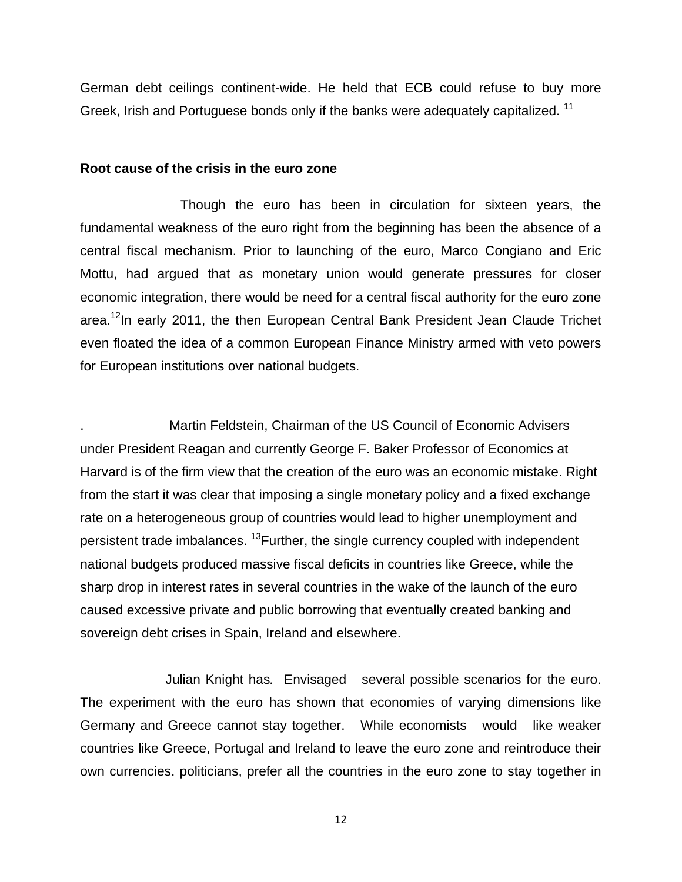German debt ceilings continent-wide. He held that ECB could refuse to buy more Greek, Irish and Portuguese bonds only if the banks were adequately capitalized. [11]

**Root cause of the crisis in the euro zone**

Though the euro has been in circulation for sixteen years, the fundamental weakness of the euro right from the beginning has been the absence of a central fiscal mechanism. Prior to launching of the euro, Marco Congiano and Eric Mottu, had argued that as monetary union would generate pressures for closer economic integration, there would be need for a central fiscal authority for the euro zone area.[12]In early 2011, the then European Central Bank President Jean Claude Trichet even floated the idea of a common European Finance Ministry armed with veto powers for European institutions over national budgets.

. Martin Feldstein, Chairman of the US Council of Economic Advisers under President Reagan and currently George F. Baker Professor of Economics at Harvard is of the firm view that the creation of the euro was an economic mistake. Right from the start it was clear that imposing a single monetary policy and a fixed exchange rate on a heterogeneous group of countries would lead to higher unemployment and persistent trade imbalances. [13]Further, the single currency coupled with independent national budgets produced massive fiscal deficits in countries like Greece, while the sharp drop in interest rates in several countries in the wake of the launch of the euro caused excessive private and public borrowing that eventually created banking and sovereign debt crises in Spain, Ireland and elsewhere.

Julian Knight has*.* Envisaged several possible scenarios for the euro. The experiment with the euro has shown that economies of varying dimensions like Germany and Greece cannot stay together. While economists would like weaker countries like Greece, Portugal and Ireland to leave the euro zone and reintroduce their own currencies. politicians, prefer all the countries in the euro zone to stay together in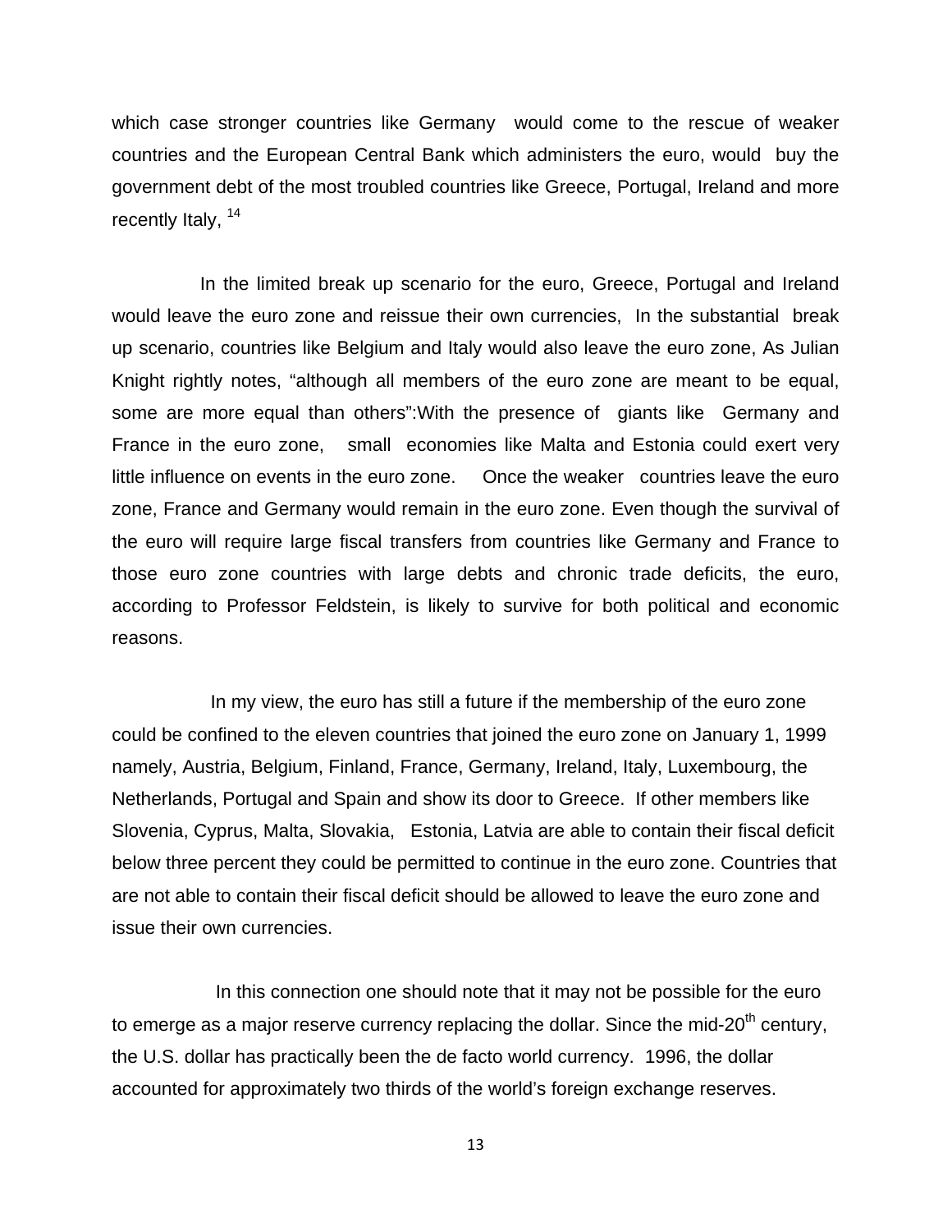which case stronger countries like Germany would come to the rescue of weaker countries and the European Central Bank which administers the euro, would buy the government debt of the most troubled countries like Greece, Portugal, Ireland and more recently Italy, [14]

In the limited break up scenario for the euro, Greece, Portugal and Ireland would leave the euro zone and reissue their own currencies, In the substantial break up scenario, countries like Belgium and Italy would also leave the euro zone, As Julian Knight rightly notes, "although all members of the euro zone are meant to be equal, some are more equal than others":With the presence of giants like Germany and France in the euro zone, small economies like Malta and Estonia could exert very little influence on events in the euro zone. Once the weaker countries leave the euro zone, France and Germany would remain in the euro zone. Even though the survival of the euro will require large fiscal transfers from countries like Germany and France to those euro zone countries with large debts and chronic trade deficits, the euro, according to Professor Feldstein, is likely to survive for both political and economic reasons.

In my view, the euro has still a future if the membership of the euro zone could be confined to the eleven countries that joined the euro zone on January 1, 1999 namely, Austria, Belgium, Finland, France, Germany, Ireland, Italy, Luxembourg, the Netherlands, Portugal and Spain and show its door to Greece. If other members like Slovenia, Cyprus, Malta, Slovakia, Estonia, Latvia are able to contain their fiscal deficit below three percent they could be permitted to continue in the euro zone. Countries that are not able to contain their fiscal deficit should be allowed to leave the euro zone and issue their own currencies.

In this connection one should note that it may not be possible for the euro to emerge as a major reserve currency replacing the dollar. Since the mid-20th century, the U.S. dollar has practically been the de facto world currency. 1996, the dollar accounted for approximately two thirds of the world's foreign exchange reserves.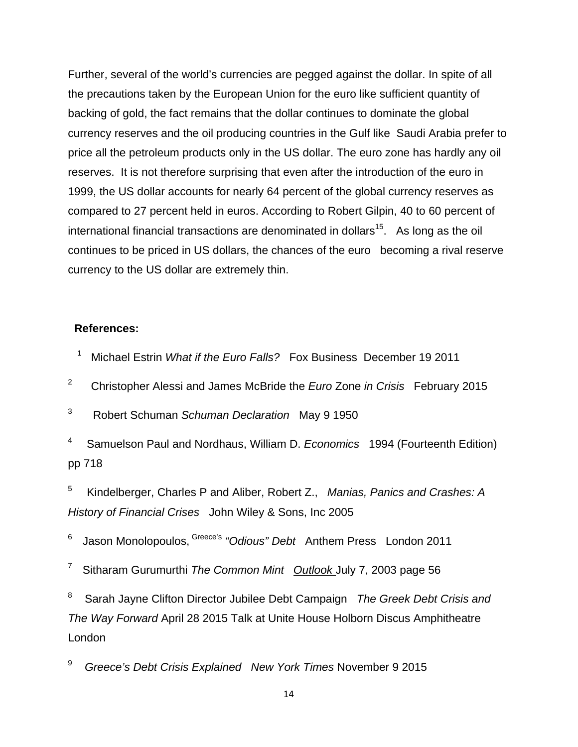Further, several of the world's currencies are pegged against the dollar. In spite of all the precautions taken by the European Union for the euro like sufficient quantity of backing of gold, the fact remains that the dollar continues to dominate the global currency reserves and the oil producing countries in the Gulf like Saudi Arabia prefer to price all the petroleum products only in the US dollar. The euro zone has hardly any oil reserves. It is not therefore surprising that even after the introduction of the euro in 1999, the US dollar accounts for nearly 64 percent of the global currency reserves as compared to 27 percent held in euros. According to Robert Gilpin, 40 to 60 percent of international financial transactions are denominated in dollars[15]. As long as the oil continues to be priced in US dollars, the chances of the euro becoming a rival reserve currency to the US dollar are extremely thin.

**References:**

[1] Michael Estrin *What if the Euro Falls?* Fox Business December 19 2011

[2] Christopher Alessi and James McBride the *Euro* Zone *in Crisis* February 2015

[3] Robert Schuman *Schuman Declaration* May 9 1950

[4] Samuelson Paul and Nordhaus, William D. *Economics* 1994 (Fourteenth Edition) pp 718

[5] Kindelberger, Charles P and Aliber, Robert Z., *Manias, Panics and Crashes: A History of Financial Crises* John Wiley & Sons, Inc 2005

[6] Jason Monolopoulos, Greece's *"Odious" Debt* Anthem Press London 2011

[7] Sitharam Gurumurthi *The Common Mint* Outlook July 7, 2003 page 56

[8] Sarah Jayne Clifton Director Jubilee Debt Campaign *The Greek Debt Crisis and The Way Forward* April 28 2015 Talk at Unite House Holborn Discus Amphitheatre London

[9] *Greece's Debt Crisis Explained New York Times* November 9 2015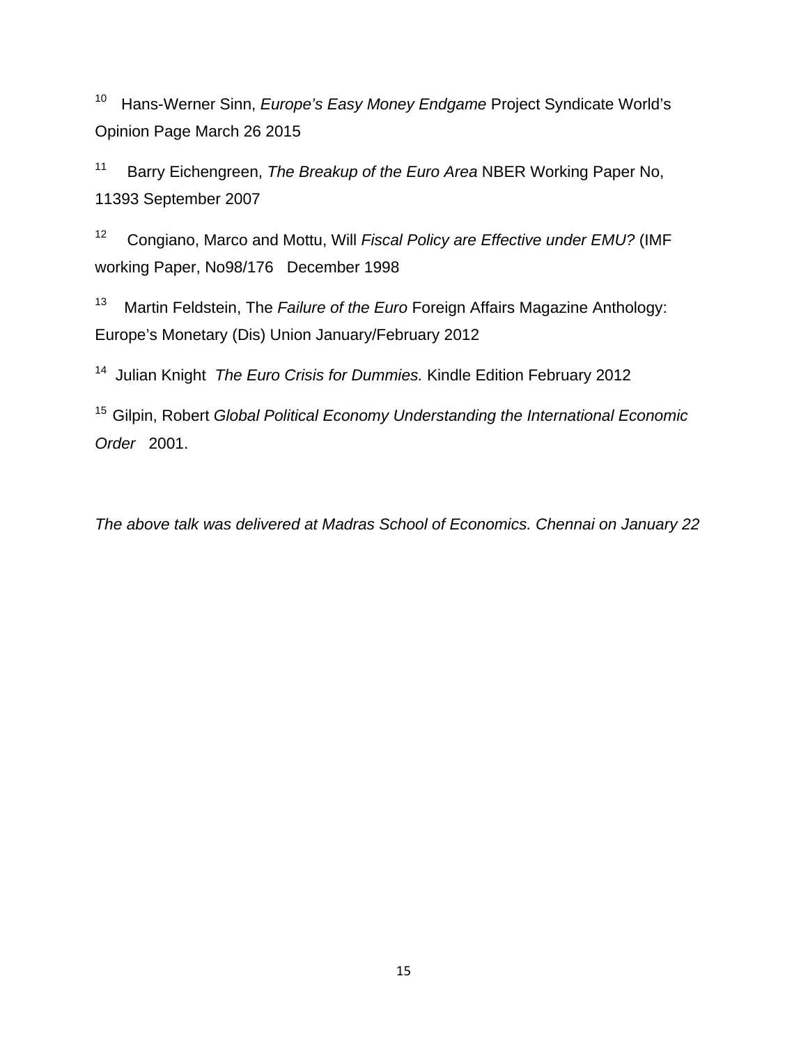[10] Hans-Werner Sinn, *Europe's Easy Money Endgame* Project Syndicate World's Opinion Page March 26 2015

[11] Barry Eichengreen, *The Breakup of the Euro Area* NBER Working Paper No, 11393 September 2007

[12] Congiano, Marco and Mottu, Will *Fiscal Policy are Effective under EMU?* (IMF working Paper, No98/176 December 1998

[13] Martin Feldstein, The *Failure of the Euro* Foreign Affairs Magazine Anthology: Europe's Monetary (Dis) Union January/February 2012

[14] Julian Knight *The Euro Crisis for Dummies.* Kindle Edition February 2012

[15] Gilpin, Robert *Global Political Economy Understanding the International Economic Order* 2001.

*The above talk was delivered at Madras School of Economics. Chennai on January 22*